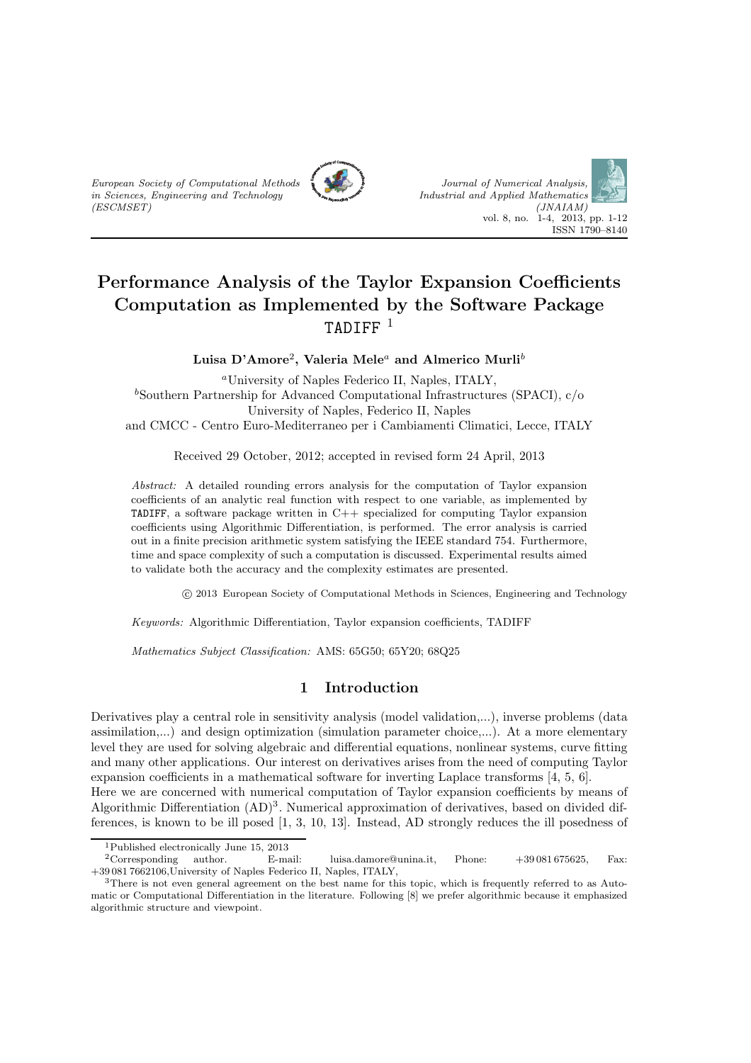# Performance Analysis of the Taylor Expansion Coefficients Computation as Implemented by the Software Package TADIFF [1]

**Luisa D'Amore[2], Valeria Mele[a] and Almerico Murli[b]**

[a]University of Naples Federico II, Naples, ITALY,
[b]Southern Partnership for Advanced Computational Infrastructures (SPACI), c/o University of Naples, Federico II, Naples
and CMCC - Centro Euro-Mediterraneo per i Cambiamenti Climatici, Lecce, ITALY

Received 29 October, 2012; accepted in revised form 24 April, 2013

*Abstract:* A detailed rounding errors analysis for the computation of Taylor expansion coefficients of an analytic real function with respect to one variable, as implemented by TADIFF, a software package written in C++ specialized for computing Taylor expansion coefficients using Algorithmic Differentiation, is performed. The error analysis is carried out in a finite precision arithmetic system satisfying the IEEE standard 754. Furthermore, time and space complexity of such a computation is discussed. Experimental results aimed to validate both the accuracy and the complexity estimates are presented.

© 2013 European Society of Computational Methods in Sciences, Engineering and Technology

*Keywords:* Algorithmic Differentiation, Taylor expansion coefficients, TADIFF

*Mathematics Subject Classification:* AMS: 65G50; 65Y20; 68Q25

## 1 Introduction

Derivatives play a central role in sensitivity analysis (model validation,...), inverse problems (data assimilation,...) and design optimization (simulation parameter choice,...). At a more elementary level they are used for solving algebraic and differential equations, nonlinear systems, curve fitting and many other applications. Our interest on derivatives arises from the need of computing Taylor expansion coefficients in a mathematical software for inverting Laplace transforms [4, 5, 6].
Here we are concerned with numerical computation of Taylor expansion coefficients by means of Algorithmic Differentiation (AD)[3]. Numerical approximation of derivatives, based on divided differences, is known to be ill posed [1, 3, 10, 13]. Instead, AD strongly reduces the ill posedness of

---

[1]Published electronically June 15, 2013

[2]Corresponding author. E-mail: luisa.damore@unina.it, Phone: +39 081 675625, Fax: +39 081 7662106, University of Naples Federico II, Naples, ITALY,

[3]There is not even general agreement on the best name for this topic, which is frequently referred to as Automatic or Computational Differentiation in the literature. Following [8] we prefer algorithmic because it emphasized algorithmic structure and viewpoint.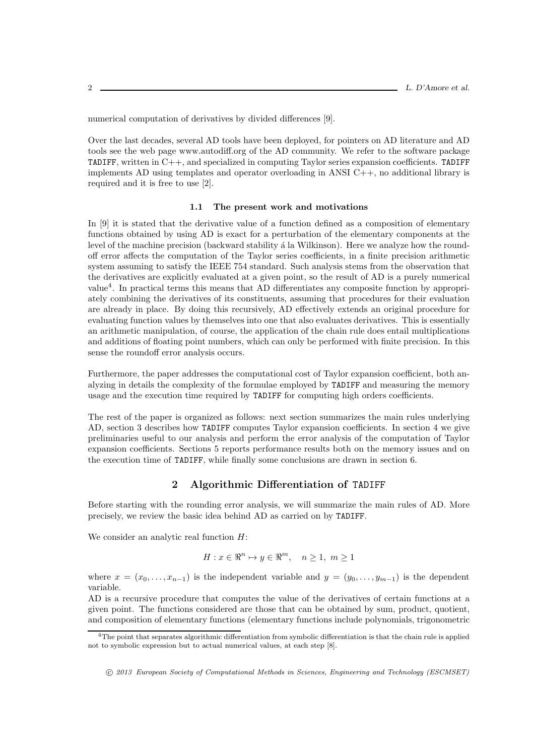numerical computation of derivatives by divided differences [9].

Over the last decades, several AD tools have been deployed, for pointers on AD literature and AD tools see the web page www.autodiff.org of the AD community. We refer to the software package TADIFF, written in C++, and specialized in computing Taylor series expansion coefficients. TADIFF implements AD using templates and operator overloading in ANSI C++, no additional library is required and it is free to use [2].

### 1.1 The present work and motivations

In [9] it is stated that the derivative value of a function defined as a composition of elementary functions obtained by using AD is exact for a perturbation of the elementary components at the level of the machine precision (backward stability á la Wilkinson). Here we analyze how the round-off error affects the computation of the Taylor series coefficients, in a finite precision arithmetic system assuming to satisfy the IEEE 754 standard. Such analysis stems from the observation that the derivatives are explicitly evaluated at a given point, so the result of AD is a purely numerical value[4]. In practical terms this means that AD differentiates any composite function by appropriately combining the derivatives of its constituents, assuming that procedures for their evaluation are already in place. By doing this recursively, AD effectively extends an original procedure for evaluating function values by themselves into one that also evaluates derivatives. This is essentially an arithmetic manipulation, of course, the application of the chain rule does entail multiplications and additions of floating point numbers, which can only be performed with finite precision. In this sense the roundoff error analysis occurs.

Furthermore, the paper addresses the computational cost of Taylor expansion coefficient, both analyzing in details the complexity of the formulae employed by TADIFF and measuring the memory usage and the execution time required by TADIFF for computing high orders coefficients.

The rest of the paper is organized as follows: next section summarizes the main rules underlying AD, section 3 describes how TADIFF computes Taylor expansion coefficients. In section 4 we give preliminaries useful to our analysis and perform the error analysis of the computation of Taylor expansion coefficients. Sections 5 reports performance results both on the memory issues and on the execution time of TADIFF, while finally some conclusions are drawn in section 6.

## 2 Algorithmic Differentiation of TADIFF

Before starting with the rounding error analysis, we will summarize the main rules of AD. More precisely, we review the basic idea behind AD as carried on by TADIFF.

We consider an analytic real function $H$:

$$H : x \in \Re^n \mapsto y \in \Re^m, \quad n \geq 1, \; m \geq 1$$

where $x = (x_0, \ldots, x_{n-1})$ is the independent variable and $y = (y_0, \ldots, y_{m-1})$ is the dependent variable.

AD is a recursive procedure that computes the value of the derivatives of certain functions at a given point. The functions considered are those that can be obtained by sum, product, quotient, and composition of elementary functions (elementary functions include polynomials, trigonometric

[4] The point that separates algorithmic differentiation from symbolic differentiation is that the chain rule is applied not to symbolic expression but to actual numerical values, at each step [8].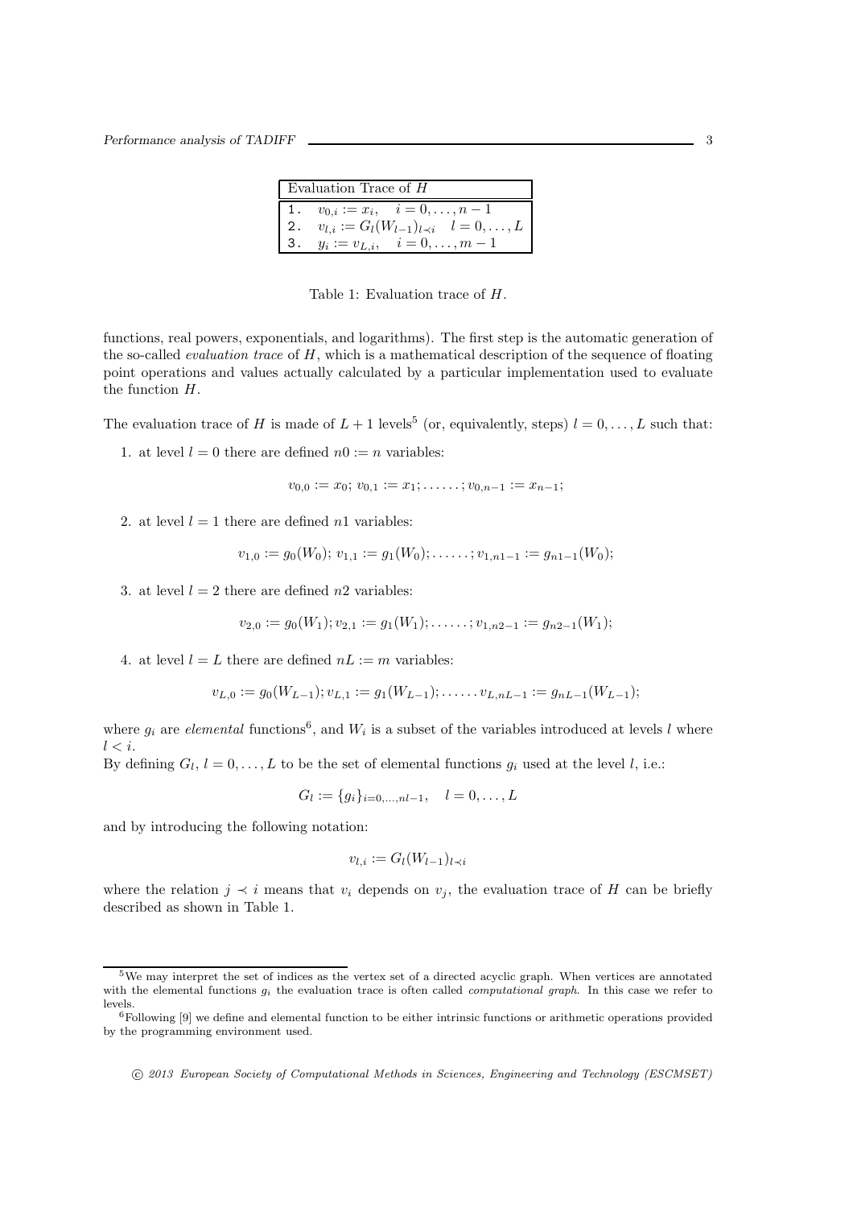| Evaluation Trace of $H$ |
| --- |
| 1. $v_{0,i} := x_i, \quad i = 0, \ldots, n-1$ |
| 2. $v_{l,i} := G_l(W_{l-1})_{l \prec i} \quad l = 0, \ldots, L$ |
| 3. $y_i := v_{L,i}, \quad i = 0, \ldots, m-1$ |

Table 1: Evaluation trace of $H$.

functions, real powers, exponentials, and logarithms). The first step is the automatic generation of the so-called *evaluation trace* of $H$, which is a mathematical description of the sequence of floating point operations and values actually calculated by a particular implementation used to evaluate the function $H$.

The evaluation trace of $H$ is made of $L+1$ levels[5] (or, equivalently, steps) $l = 0, \ldots, L$ such that:

1. at level $l = 0$ there are defined $n0 := n$ variables:

$$v_{0,0} := x_0;\ v_{0,1} := x_1; \ldots\ldots; v_{0,n-1} := x_{n-1};$$

2. at level $l = 1$ there are defined $n1$ variables:

$$v_{1,0} := g_0(W_0);\ v_{1,1} := g_1(W_0); \ldots\ldots; v_{1,n1-1} := g_{n1-1}(W_0);$$

3. at level $l = 2$ there are defined $n2$ variables:

$$v_{2,0} := g_0(W_1); v_{2,1} := g_1(W_1); \ldots\ldots; v_{1,n2-1} := g_{n2-1}(W_1);$$

4. at level $l = L$ there are defined $nL := m$ variables:

$$v_{L,0} := g_0(W_{L-1}); v_{L,1} := g_1(W_{L-1}); \ldots\ldots v_{L,nL-1} := g_{nL-1}(W_{L-1});$$

where $g_i$ are *elemental* functions[6], and $W_i$ is a subset of the variables introduced at levels $l$ where $l < i$.
By defining $G_l$, $l = 0, \ldots, L$ to be the set of elemental functions $g_i$ used at the level $l$, i.e.:

$$G_l := \{g_i\}_{i=0,\ldots,nl-1}, \quad l = 0, \ldots, L$$

and by introducing the following notation:

$$v_{l,i} := G_l(W_{l-1})_{l \prec i}$$

where the relation $j \prec i$ means that $v_i$ depends on $v_j$, the evaluation trace of $H$ can be briefly described as shown in Table 1.

[5] We may interpret the set of indices as the vertex set of a directed acyclic graph. When vertices are annotated with the elemental functions $g_i$ the evaluation trace is often called *computational graph*. In this case we refer to levels.

[6] Following [9] we define and elemental function to be either intrinsic functions or arithmetic operations provided by the programming environment used.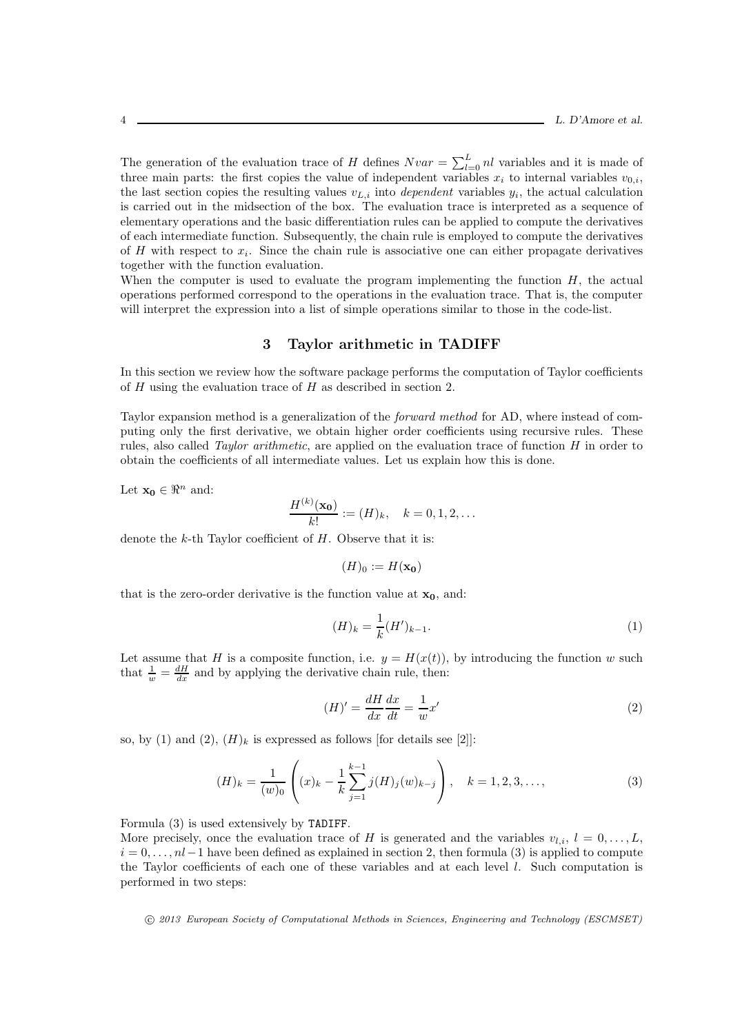The generation of the evaluation trace of $H$ defines $Nvar = \sum_{l=0}^{L} nl$ variables and it is made of three main parts: the first copies the value of independent variables $x_i$ to internal variables $v_{0,i}$, the last section copies the resulting values $v_{L,i}$ into *dependent* variables $y_i$, the actual calculation is carried out in the midsection of the box. The evaluation trace is interpreted as a sequence of elementary operations and the basic differentiation rules can be applied to compute the derivatives of each intermediate function. Subsequently, the chain rule is employed to compute the derivatives of $H$ with respect to $x_i$. Since the chain rule is associative one can either propagate derivatives together with the function evaluation.

When the computer is used to evaluate the program implementing the function $H$, the actual operations performed correspond to the operations in the evaluation trace. That is, the computer will interpret the expression into a list of simple operations similar to those in the code-list.

## 3 Taylor arithmetic in TADIFF

In this section we review how the software package performs the computation of Taylor coefficients of $H$ using the evaluation trace of $H$ as described in section 2.

Taylor expansion method is a generalization of the *forward method* for AD, where instead of computing only the first derivative, we obtain higher order coefficients using recursive rules. These rules, also called *Taylor arithmetic*, are applied on the evaluation trace of function $H$ in order to obtain the coefficients of all intermediate values. Let us explain how this is done.

Let $\mathbf{x_0} \in \Re^n$ and:

$$\frac{H^{(k)}(\mathbf{x_0})}{k!} := (H)_k, \quad k = 0, 1, 2, \ldots$$

denote the $k$-th Taylor coefficient of $H$. Observe that it is:

$$(H)_0 := H(\mathbf{x_0})$$

that is the zero-order derivative is the function value at $\mathbf{x_0}$, and:

$$(H)_k = \frac{1}{k}(H')_{k-1}. \tag{1}$$

Let assume that $H$ is a composite function, i.e. $y = H(x(t))$, by introducing the function $w$ such that $\frac{1}{w} = \frac{dH}{dx}$ and by applying the derivative chain rule, then:

$$(H)' = \frac{dH}{dx}\frac{dx}{dt} = \frac{1}{w}x' \tag{2}$$

so, by (1) and (2), $(H)_k$ is expressed as follows [for details see [2]]:

$$(H)_k = \frac{1}{(w)_0}\left((x)_k - \frac{1}{k}\sum_{j=1}^{k-1} j(H)_j(w)_{k-j}\right), \quad k = 1, 2, 3, \ldots, \tag{3}$$

Formula (3) is used extensively by `TADIFF`.

More precisely, once the evaluation trace of $H$ is generated and the variables $v_{l,i}$, $l = 0, \ldots, L$, $i = 0, \ldots, nl-1$ have been defined as explained in section 2, then formula (3) is applied to compute the Taylor coefficients of each one of these variables and at each level $l$. Such computation is performed in two steps: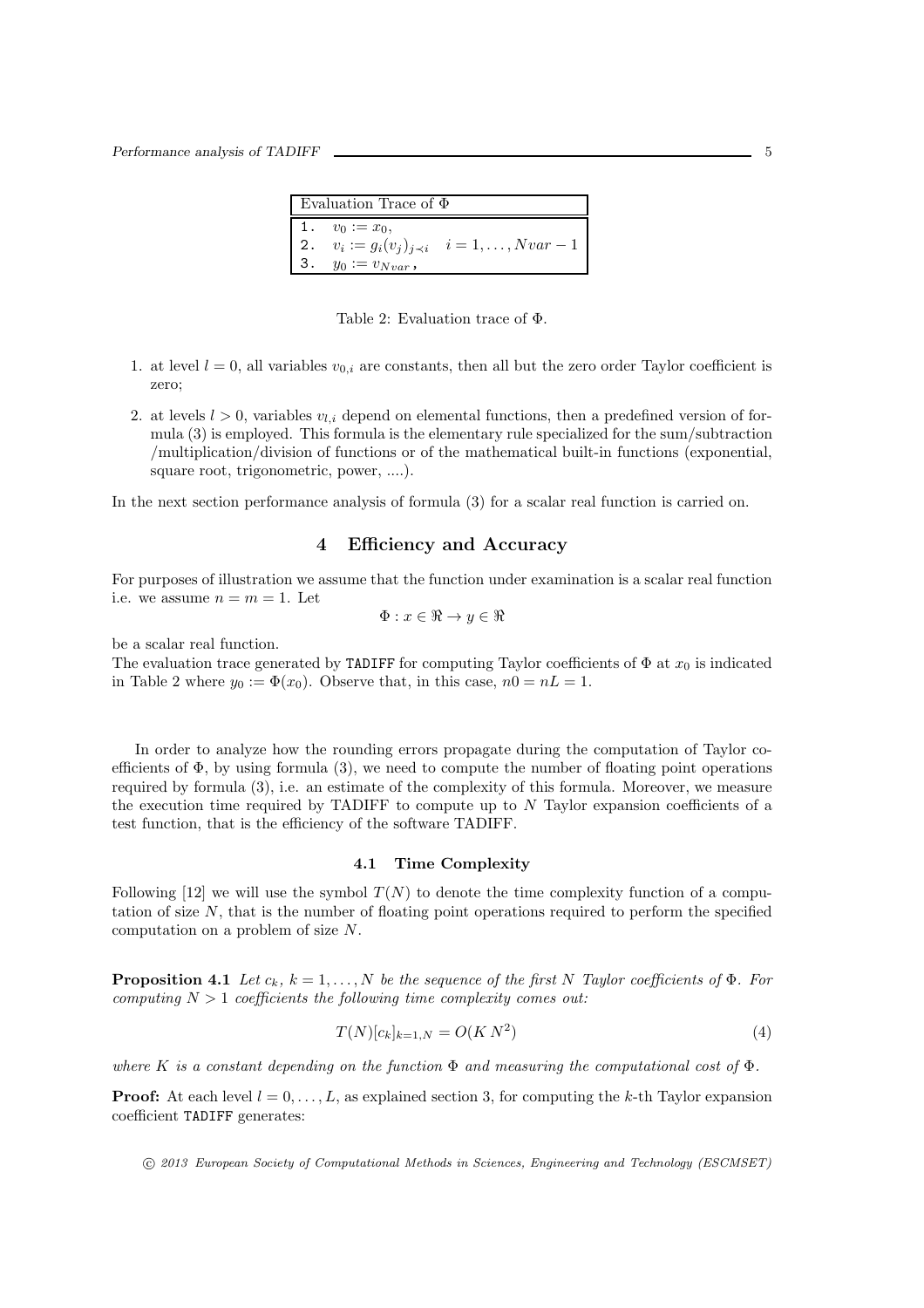| Evaluation Trace of $\Phi$ |
| --- |
| 1. $v_0 := x_0$, |
| 2. $v_i := g_i(v_j)_{j \prec i} \quad i = 1, \ldots, Nvar - 1$ |
| 3. $y_0 := v_{Nvar}$, |

Table 2: Evaluation trace of $\Phi$.

1. at level $l = 0$, all variables $v_{0,i}$ are constants, then all but the zero order Taylor coefficient is zero;
2. at levels $l > 0$, variables $v_{l,i}$ depend on elemental functions, then a predefined version of formula (3) is employed. This formula is the elementary rule specialized for the sum/subtraction /multiplication/division of functions or of the mathematical built-in functions (exponential, square root, trigonometric, power, ....).

In the next section performance analysis of formula (3) for a scalar real function is carried on.

## 4 Efficiency and Accuracy

For purposes of illustration we assume that the function under examination is a scalar real function i.e. we assume $n = m = 1$. Let

$$\Phi : x \in \Re \to y \in \Re$$

be a scalar real function.

The evaluation trace generated by `TADIFF` for computing Taylor coefficients of $\Phi$ at $x_0$ is indicated in Table 2 where $y_0 := \Phi(x_0)$. Observe that, in this case, $n0 = nL = 1$.

In order to analyze how the rounding errors propagate during the computation of Taylor coefficients of $\Phi$, by using formula (3), we need to compute the number of floating point operations required by formula (3), i.e. an estimate of the complexity of this formula. Moreover, we measure the execution time required by TADIFF to compute up to $N$ Taylor expansion coefficients of a test function, that is the efficiency of the software TADIFF.

### 4.1 Time Complexity

Following [12] we will use the symbol $T(N)$ to denote the time complexity function of a computation of size $N$, that is the number of floating point operations required to perform the specified computation on a problem of size $N$.

**Proposition 4.1** *Let $c_k$, $k = 1, \ldots, N$ be the sequence of the first $N$ Taylor coefficients of $\Phi$. For computing $N > 1$ coefficients the following time complexity comes out:*

$$T(N)[c_k]_{k=1,N} = O(K\,N^2) \tag{4}$$

*where $K$ is a constant depending on the function $\Phi$ and measuring the computational cost of $\Phi$.*

**Proof:** At each level $l = 0, \ldots, L$, as explained section 3, for computing the $k$-th Taylor expansion coefficient `TADIFF` generates: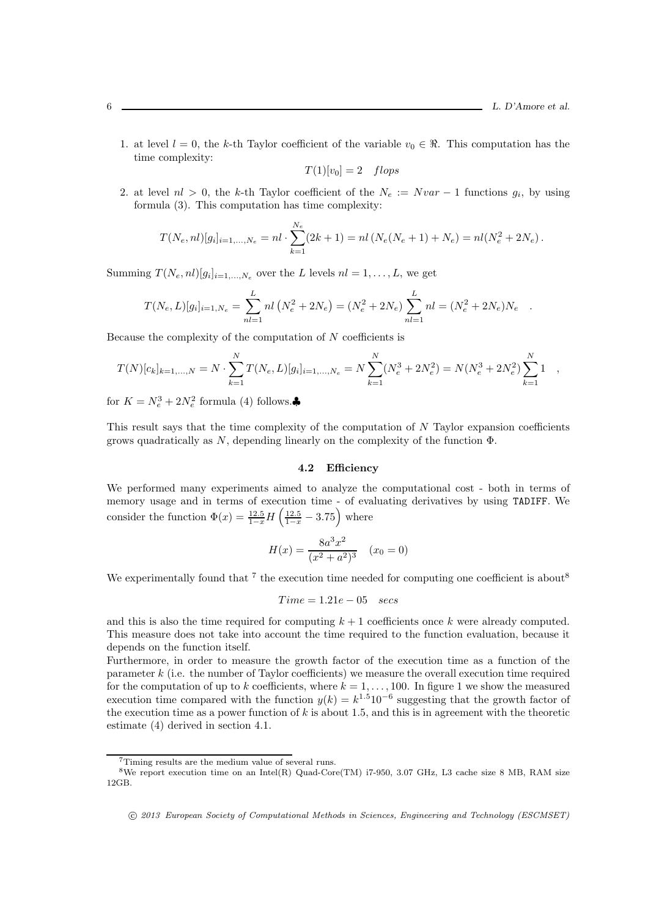1. at level $l = 0$, the $k$-th Taylor coefficient of the variable $v_0 \in \Re$. This computation has the time complexity:

$$T(1)[v_0] = 2 \quad flops$$

2. at level $nl > 0$, the $k$-th Taylor coefficient of the $N_e := Nvar - 1$ functions $g_i$, by using formula (3). This computation has time complexity:

$$T(N_e, nl)[g_i]_{i=1,\ldots,N_e} = nl \cdot \sum_{k=1}^{N_e}(2k+1) = nl\left(N_e(N_e+1) + N_e\right) = nl(N_e^2 + 2N_e).$$

Summing $T(N_e, nl)[g_i]_{i=1,\ldots,N_e}$ over the $L$ levels $nl = 1, \ldots, L$, we get

$$T(N_e, L)[g_i]_{i=1,N_e} = \sum_{nl=1}^{L} nl\left(N_e^2 + 2N_e\right) = (N_e^2 + 2N_e)\sum_{nl=1}^{L} nl = (N_e^2 + 2N_e)N_e \quad .$$

Because the complexity of the computation of $N$ coefficients is

$$T(N)[c_k]_{k=1,\ldots,N} = N \cdot \sum_{k=1}^{N} T(N_e, L)[g_i]_{i=1,\ldots,N_e} = N\sum_{k=1}^{N}(N_e^3 + 2N_e^2) = N(N_e^3 + 2N_e^2)\sum_{k=1}^{N} 1 \quad ,$$

for $K = N_e^3 + 2N_e^2$ formula (4) follows.♣

This result says that the time complexity of the computation of $N$ Taylor expansion coefficients grows quadratically as $N$, depending linearly on the complexity of the function $\Phi$.

### 4.2 Efficiency

We performed many experiments aimed to analyze the computational cost - both in terms of memory usage and in terms of execution time - of evaluating derivatives by using `TADIFF`. We consider the function $\Phi(x) = \frac{12.5}{1-x}H\left(\frac{12.5}{1-x} - 3.75\right)$ where

$$H(x) = \frac{8a^3x^2}{(x^2 + a^2)^3} \quad (x_0 = 0)$$

We experimentally found that [7] the execution time needed for computing one coefficient is about[8]

$$Time = 1.21e - 05 \quad secs$$

and this is also the time required for computing $k+1$ coefficients once $k$ were already computed. This measure does not take into account the time required to the function evaluation, because it depends on the function itself.

Furthermore, in order to measure the growth factor of the execution time as a function of the parameter $k$ (i.e. the number of Taylor coefficients) we measure the overall execution time required for the computation of up to $k$ coefficients, where $k = 1, \ldots, 100$. In figure 1 we show the measured execution time compared with the function $y(k) = k^{1.5}10^{-6}$ suggesting that the growth factor of the execution time as a power function of $k$ is about 1.5, and this is in agreement with the theoretic estimate (4) derived in section 4.1.

[7] Timing results are the medium value of several runs.

[8] We report execution time on an Intel(R) Quad-Core(TM) i7-950, 3.07 GHz, L3 cache size 8 MB, RAM size 12GB.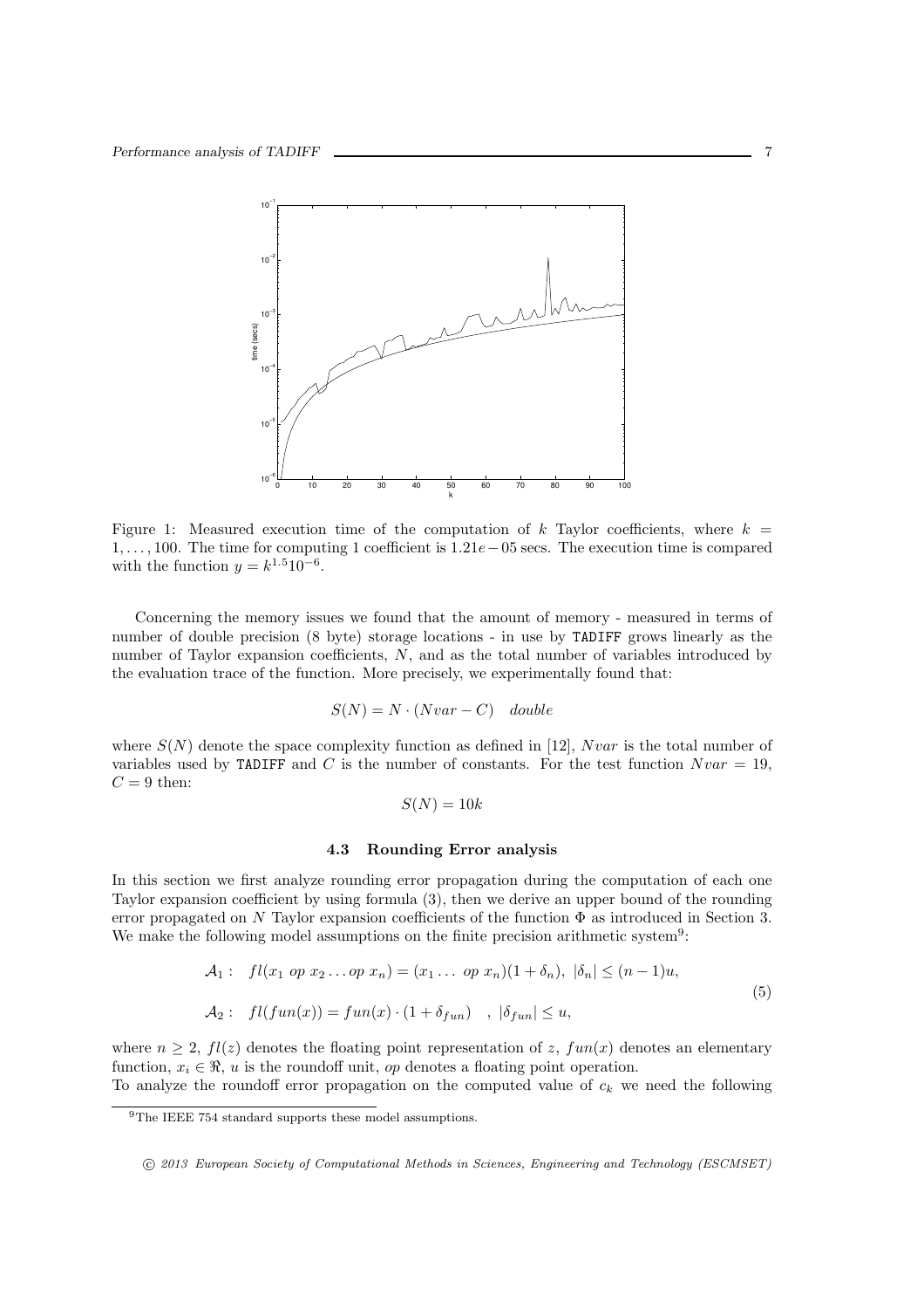Figure 1: Measured execution time of the computation of $k$ Taylor coefficients, where $k = 1, \ldots, 100$. The time for computing 1 coefficient is $1.21e-05$ secs. The execution time is compared with the function $y = k^{1.5}10^{-6}$.

Concerning the memory issues we found that the amount of memory - measured in terms of number of double precision (8 byte) storage locations - in use by `TADIFF` grows linearly as the number of Taylor expansion coefficients, $N$, and as the total number of variables introduced by the evaluation trace of the function. More precisely, we experimentally found that:

$$S(N) = N \cdot (Nvar - C) \quad double$$

where $S(N)$ denote the space complexity function as defined in [12], $Nvar$ is the total number of variables used by `TADIFF` and $C$ is the number of constants. For the test function $Nvar = 19$, $C = 9$ then:

$$S(N) = 10k$$

### 4.3 Rounding Error analysis

In this section we first analyze rounding error propagation during the computation of each one Taylor expansion coefficient by using formula (3), then we derive an upper bound of the rounding error propagated on $N$ Taylor expansion coefficients of the function $\Phi$ as introduced in Section 3. We make the following model assumptions on the finite precision arithmetic system[9]:

$$\begin{aligned} \mathcal{A}_1 : \quad & fl(x_1 \ op \ x_2 \ldots op \ x_n) = (x_1 \ldots \ op \ x_n)(1 + \delta_n), \ |\delta_n| \leq (n-1)u, \\ \mathcal{A}_2 : \quad & fl(fun(x)) = fun(x) \cdot (1 + \delta_{fun}) \quad , \ |\delta_{fun}| \leq u, \end{aligned} \tag{5}$$

where $n \geq 2$, $fl(z)$ denotes the floating point representation of $z$, $fun(x)$ denotes an elementary function, $x_i \in \Re$, $u$ is the roundoff unit, $op$ denotes a floating point operation.
To analyze the roundoff error propagation on the computed value of $c_k$ we need the following

[9] The IEEE 754 standard supports these model assumptions.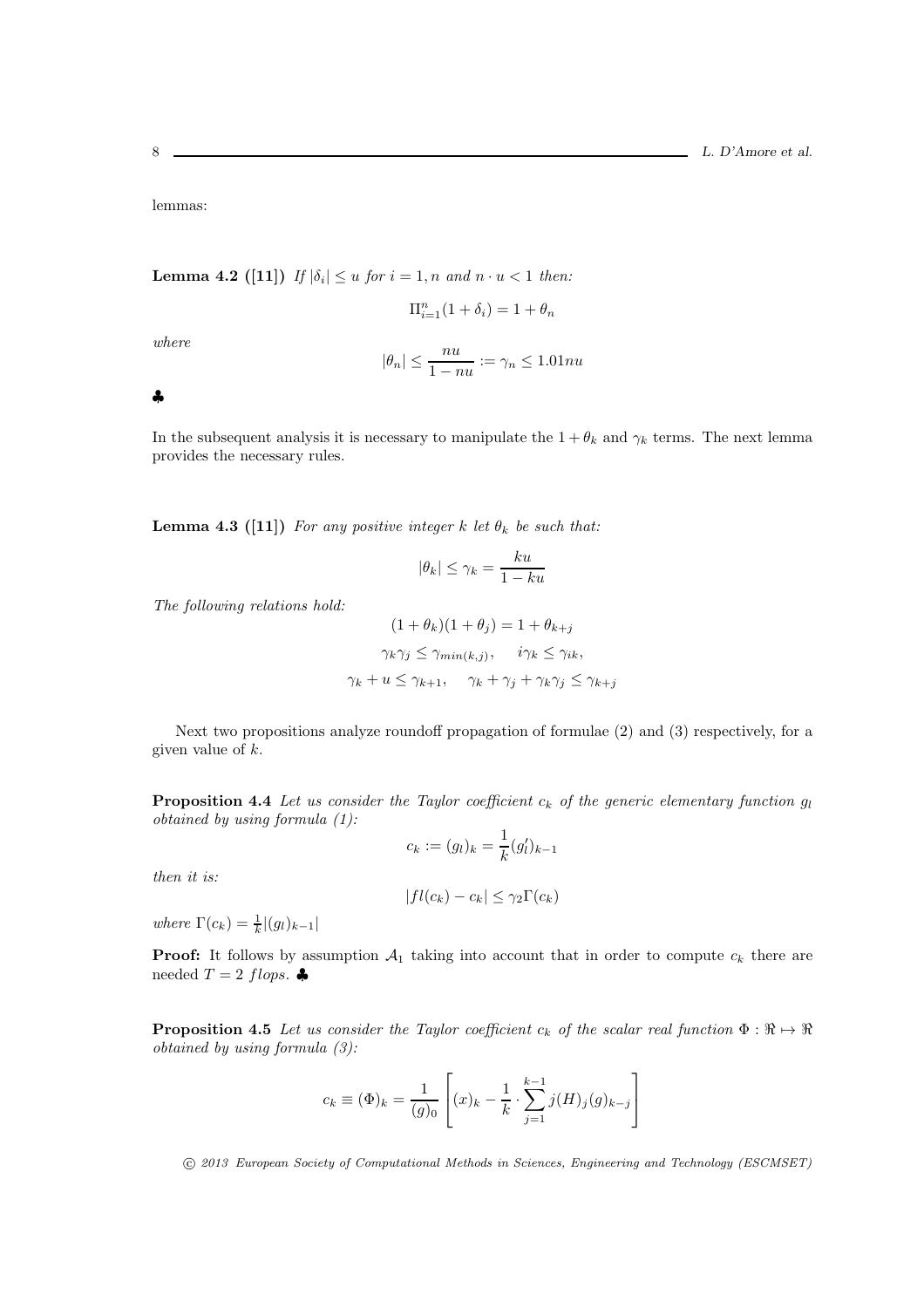lemmas:

**Lemma 4.2 ([11])** *If $|\delta_i| \leq u$ for $i = 1, n$ and $n \cdot u < 1$ then:*

$$\Pi_{i=1}^{n}(1 + \delta_i) = 1 + \theta_n$$

*where*

$$|\theta_n| \leq \frac{nu}{1 - nu} := \gamma_n \leq 1.01nu$$

♣

In the subsequent analysis it is necessary to manipulate the $1 + \theta_k$ and $\gamma_k$ terms. The next lemma provides the necessary rules.

**Lemma 4.3 ([11])** *For any positive integer $k$ let $\theta_k$ be such that:*

$$|\theta_k| \leq \gamma_k = \frac{ku}{1 - ku}$$

*The following relations hold:*

$$(1 + \theta_k)(1 + \theta_j) = 1 + \theta_{k+j}$$

$$\gamma_k \gamma_j \leq \gamma_{min(k,j)}, \quad i\gamma_k \leq \gamma_{ik},$$

$$\gamma_k + u \leq \gamma_{k+1}, \quad \gamma_k + \gamma_j + \gamma_k \gamma_j \leq \gamma_{k+j}$$

Next two propositions analyze roundoff propagation of formulae (2) and (3) respectively, for a given value of $k$.

**Proposition 4.4** *Let us consider the Taylor coefficient $c_k$ of the generic elementary function $g_l$ obtained by using formula (1):*

$$c_k := (g_l)_k = \frac{1}{k}(g_l')_{k-1}$$

*then it is:*

$$|fl(c_k) - c_k| \leq \gamma_2 \Gamma(c_k)$$

*where $\Gamma(c_k) = \frac{1}{k}|(g_l)_{k-1}|$*

**Proof:** It follows by assumption $\mathcal{A}_1$ taking into account that in order to compute $c_k$ there are needed $T = 2$ *flops*. ♣

**Proposition 4.5** *Let us consider the Taylor coefficient $c_k$ of the scalar real function $\Phi : \Re \mapsto \Re$ obtained by using formula (3):*

$$c_k \equiv (\Phi)_k = \frac{1}{(g)_0}\left[(x)_k - \frac{1}{k} \cdot \sum_{j=1}^{k-1} j(H)_j (g)_{k-j}\right]$$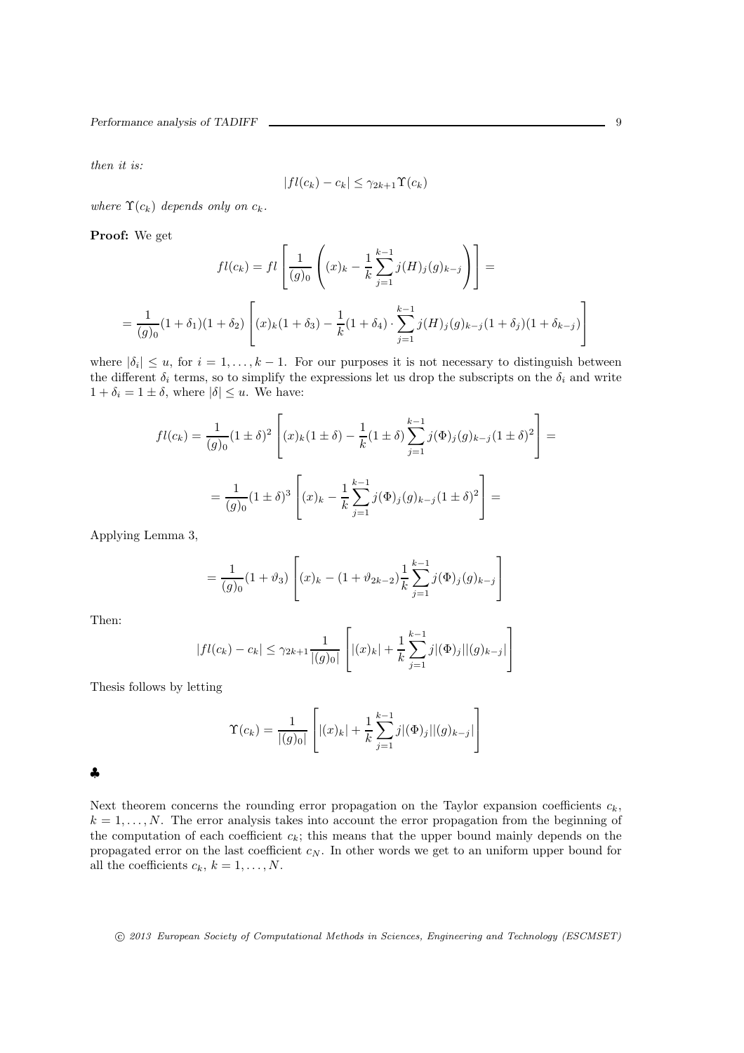*then it is:*

$$|fl(c_k) - c_k| \leq \gamma_{2k+1}\Upsilon(c_k)$$

*where* $\Upsilon(c_k)$ *depends only on* $c_k$.

**Proof:** We get

$$fl(c_k) = fl\left[\frac{1}{(g)_0}\left((x)_k - \frac{1}{k}\sum_{j=1}^{k-1} j(H)_j(g)_{k-j}\right)\right] =$$

$$= \frac{1}{(g)_0}(1+\delta_1)(1+\delta_2)\left[(x)_k(1+\delta_3) - \frac{1}{k}(1+\delta_4)\cdot\sum_{j=1}^{k-1} j(H)_j(g)_{k-j}(1+\delta_j)(1+\delta_{k-j})\right]$$

where $|\delta_i| \leq u$, for $i = 1, \ldots, k-1$. For our purposes it is not necessary to distinguish between the different $\delta_i$ terms, so to simplify the expressions let us drop the subscripts on the $\delta_i$ and write $1 + \delta_i = 1 \pm \delta$, where $|\delta| \leq u$. We have:

$$fl(c_k) = \frac{1}{(g)_0}(1 \pm \delta)^2\left[(x)_k(1 \pm \delta) - \frac{1}{k}(1 \pm \delta)\sum_{j=1}^{k-1} j(\Phi)_j(g)_{k-j}(1 \pm \delta)^2\right] =$$

$$= \frac{1}{(g)_0}(1 \pm \delta)^3\left[(x)_k - \frac{1}{k}\sum_{j=1}^{k-1} j(\Phi)_j(g)_{k-j}(1 \pm \delta)^2\right] =$$

Applying Lemma 3,

$$= \frac{1}{(g)_0}(1+\vartheta_3)\left[(x)_k - (1+\vartheta_{2k-2})\frac{1}{k}\sum_{j=1}^{k-1} j(\Phi)_j(g)_{k-j}\right]$$

Then:

$$|fl(c_k) - c_k| \leq \gamma_{2k+1}\frac{1}{|(g)_0|}\left[|(x)_k| + \frac{1}{k}\sum_{j=1}^{k-1} j|(\Phi)_j||(g)_{k-j}|\right]$$

Thesis follows by letting

$$\Upsilon(c_k) = \frac{1}{|(g)_0|}\left[|(x)_k| + \frac{1}{k}\sum_{j=1}^{k-1} j|(\Phi)_j||(g)_{k-j}|\right]$$

♣

Next theorem concerns the rounding error propagation on the Taylor expansion coefficients $c_k$, $k = 1, \ldots, N$. The error analysis takes into account the error propagation from the beginning of the computation of each coefficient $c_k$; this means that the upper bound mainly depends on the propagated error on the last coefficient $c_N$. In other words we get to an uniform upper bound for all the coefficients $c_k$, $k = 1, \ldots, N$.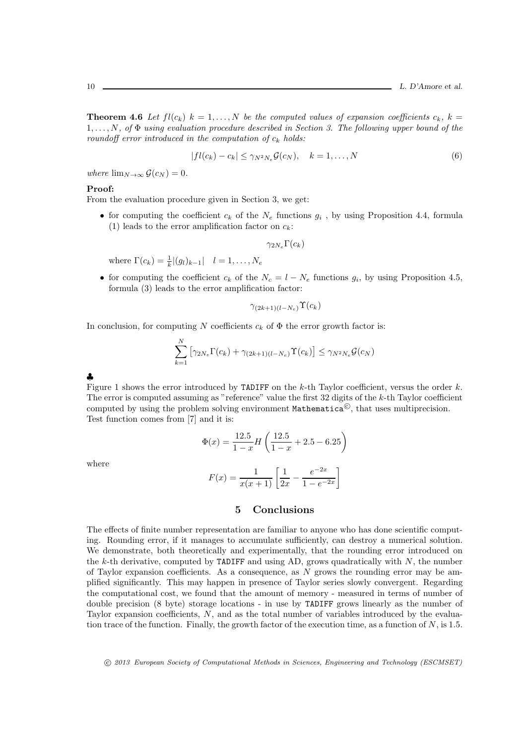**Theorem 4.6** *Let $fl(c_k)$ $k = 1, \ldots, N$ be the computed values of expansion coefficients $c_k$, $k = 1, \ldots, N$, of $\Phi$ using evaluation procedure described in Section 3. The following upper bound of the roundoff error introduced in the computation of $c_k$ holds:*

$$|fl(c_k) - c_k| \leq \gamma_{N^2 N_e} \mathcal{G}(c_N), \quad k = 1, \ldots, N \tag{6}$$

*where* $\lim_{N\to\infty} \mathcal{G}(c_N) = 0$.

**Proof:**

From the evaluation procedure given in Section 3, we get:

- for computing the coefficient $c_k$ of the $N_e$ functions $g_i$ , by using Proposition 4.4, formula (1) leads to the error amplification factor on $c_k$:

$$\gamma_{2N_e} \Gamma(c_k)$$

where $\Gamma(c_k) = \frac{1}{k}|(g_l)_{k-1}| \quad l = 1, \ldots, N_e$

- for computing the coefficient $c_k$ of the $N_c = l - N_e$ functions $g_i$, by using Proposition 4.5, formula (3) leads to the error amplification factor:

$$\gamma_{(2k+1)(l-N_e)} \Upsilon(c_k)$$

In conclusion, for computing $N$ coefficients $c_k$ of $\Phi$ the error growth factor is:

$$\sum_{k=1}^{N} \left[ \gamma_{2N_e} \Gamma(c_k) + \gamma_{(2k+1)(l-N_e)} \Upsilon(c_k) \right] \leq \gamma_{N^2 N_e} \mathcal{G}(c_N)$$

♣

Figure 1 shows the error introduced by `TADIFF` on the $k$-th Taylor coefficient, versus the order $k$. The error is computed assuming as "reference" value the first 32 digits of the $k$-th Taylor coefficient computed by using the problem solving environment `Mathematica`©, that uses multiprecision. Test function comes from [7] and it is:

$$\Phi(x) = \frac{12.5}{1-x} H \left( \frac{12.5}{1-x} + 2.5 - 6.25 \right)$$

where

$$F(x) = \frac{1}{x(x+1)} \left[ \frac{1}{2x} - \frac{e^{-2x}}{1 - e^{-2x}} \right]$$

## 5 Conclusions

The effects of finite number representation are familiar to anyone who has done scientific computing. Rounding error, if it manages to accumulate sufficiently, can destroy a numerical solution. We demonstrate, both theoretically and experimentally, that the rounding error introduced on the $k$-th derivative, computed by `TADIFF` and using AD, grows quadratically with $N$, the number of Taylor expansion coefficients. As a consequence, as $N$ grows the rounding error may be amplified significantly. This may happen in presence of Taylor series slowly convergent. Regarding the computational cost, we found that the amount of memory - measured in terms of number of double precision (8 byte) storage locations - in use by `TADIFF` grows linearly as the number of Taylor expansion coefficients, $N$, and as the total number of variables introduced by the evaluation trace of the function. Finally, the growth factor of the execution time, as a function of $N$, is 1.5.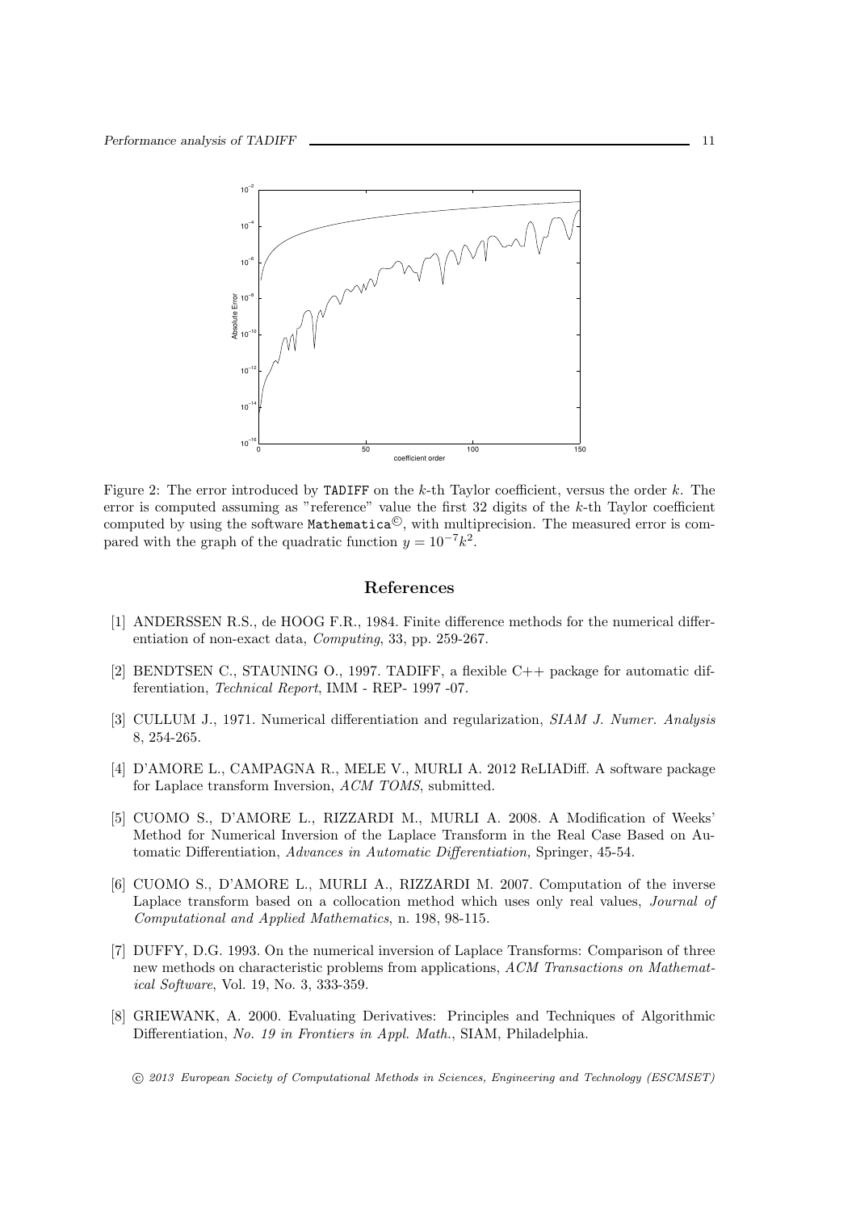Figure 2: The error introduced by TADIFF on the $k$-th Taylor coefficient, versus the order $k$. The error is computed assuming as "reference" value the first 32 digits of the $k$-th Taylor coefficient computed by using the software Mathematica©, with multiprecision. The measured error is compared with the graph of the quadratic function $y = 10^{-7}k^2$.

## References

[1] ANDERSSEN R.S., de HOOG F.R., 1984. Finite difference methods for the numerical differentiation of non-exact data, *Computing*, 33, pp. 259-267.

[2] BENDTSEN C., STAUNING O., 1997. TADIFF, a flexible C++ package for automatic differentiation, *Technical Report*, IMM - REP- 1997 -07.

[3] CULLUM J., 1971. Numerical differentiation and regularization, *SIAM J. Numer. Analysis* 8, 254-265.

[4] D'AMORE L., CAMPAGNA R., MELE V., MURLI A. 2012 ReLIADiff. A software package for Laplace transform Inversion, *ACM TOMS*, submitted.

[5] CUOMO S., D'AMORE L., RIZZARDI M., MURLI A. 2008. A Modification of Weeks' Method for Numerical Inversion of the Laplace Transform in the Real Case Based on Automatic Differentiation, *Advances in Automatic Differentiation,* Springer, 45-54.

[6] CUOMO S., D'AMORE L., MURLI A., RIZZARDI M. 2007. Computation of the inverse Laplace transform based on a collocation method which uses only real values, *Journal of Computational and Applied Mathematics*, n. 198, 98-115.

[7] DUFFY, D.G. 1993. On the numerical inversion of Laplace Transforms: Comparison of three new methods on characteristic problems from applications, *ACM Transactions on Mathematical Software*, Vol. 19, No. 3, 333-359.

[8] GRIEWANK, A. 2000. Evaluating Derivatives: Principles and Techniques of Algorithmic Differentiation, *No. 19 in Frontiers in Appl. Math.*, SIAM, Philadelphia.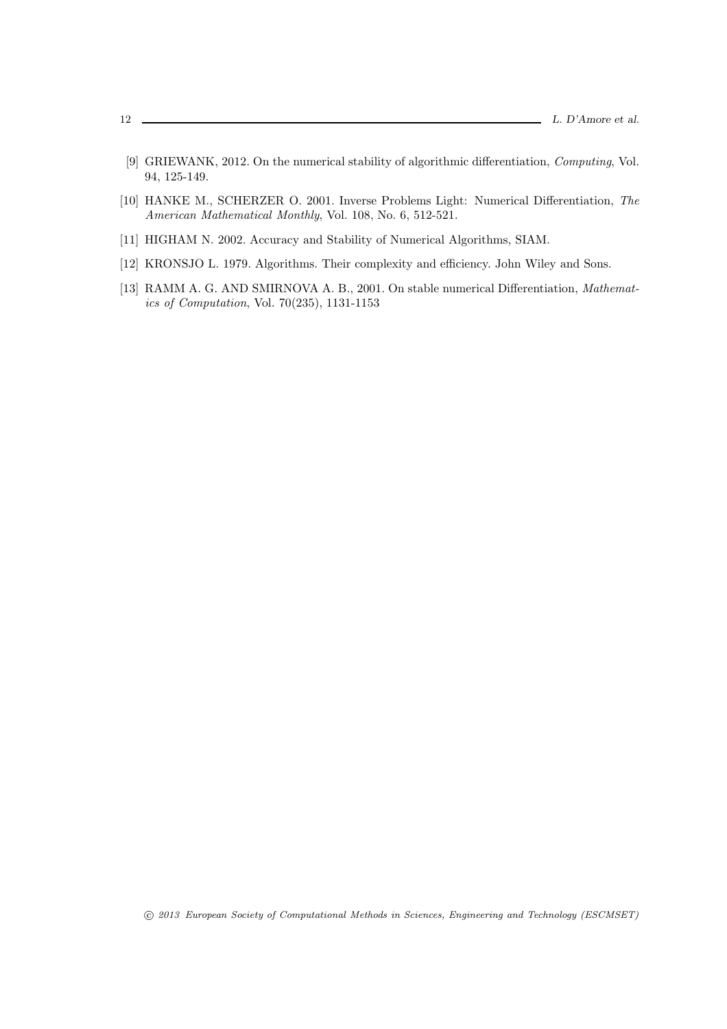[9] GRIEWANK, 2012. On the numerical stability of algorithmic differentiation, *Computing*, Vol. 94, 125-149.

[10] HANKE M., SCHERZER O. 2001. Inverse Problems Light: Numerical Differentiation, *The American Mathematical Monthly*, Vol. 108, No. 6, 512-521.

[11] HIGHAM N. 2002. Accuracy and Stability of Numerical Algorithms, SIAM.

[12] KRONSJO L. 1979. Algorithms. Their complexity and efficiency. John Wiley and Sons.

[13] RAMM A. G. AND SMIRNOVA A. B., 2001. On stable numerical Differentiation, *Mathematics of Computation*, Vol. 70(235), 1131-1153

*© 2013 European Society of Computational Methods in Sciences, Engineering and Technology (ESCMSET)*